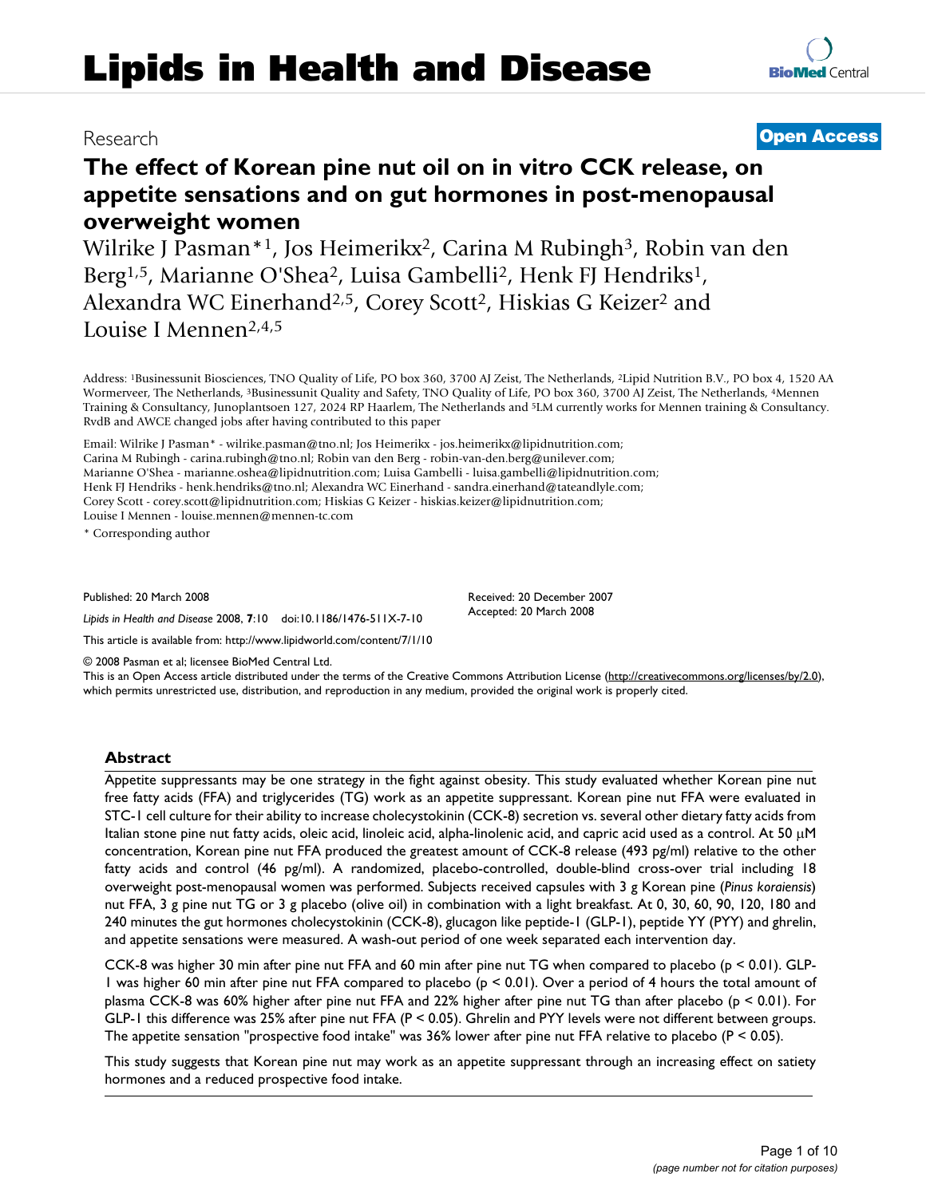Lipids in Health and Disease

Research

**Open Access**

# The effect of Korean pine nut oil on in vitro CCK release, on appetite sensations and on gut hormones in post-menopausal overweight women

Wilrike J Pasman*[1], Jos Heimerikx[2], Carina M Rubingh[3], Robin van den Berg[1,5], Marianne O'Shea[2], Luisa Gambelli[2], Henk FJ Hendriks[1], Alexandra WC Einerhand[2,5], Corey Scott[2], Hiskias G Keizer[2] and Louise I Mennen[2,4,5]

Address: [1]Businessunit Biosciences, TNO Quality of Life, PO box 360, 3700 AJ Zeist, The Netherlands, [2]Lipid Nutrition B.V., PO box 4, 1520 AA Wormerveer, The Netherlands, [3]Businessunit Quality and Safety, TNO Quality of Life, PO box 360, 3700 AJ Zeist, The Netherlands, [4]Mennen Training & Consultancy, Junoplantsoen 127, 2024 RP Haarlem, The Netherlands and [5]LM currently works for Mennen training & Consultancy. RvdB and AWCE changed jobs after having contributed to this paper

Email: Wilrike J Pasman* - wilrike.pasman@tno.nl; Jos Heimerikx - jos.heimerikx@lipidnutrition.com; Carina M Rubingh - carina.rubingh@tno.nl; Robin van den Berg - robin-van-den.berg@unilever.com; Marianne O'Shea - marianne.oshea@lipidnutrition.com; Luisa Gambelli - luisa.gambelli@lipidnutrition.com; Henk FJ Hendriks - henk.hendriks@tno.nl; Alexandra WC Einerhand - sandra.einerhand@tateandlyle.com; Corey Scott - corey.scott@lipidnutrition.com; Hiskias G Keizer - hiskias.keizer@lipidnutrition.com; Louise I Mennen - louise.mennen@mennen-tc.com

* Corresponding author

Published: 20 March 2008

*Lipids in Health and Disease* 2008, **7**:10 doi:10.1186/1476-511X-7-10

Received: 20 December 2007
Accepted: 20 March 2008

This article is available from: http://www.lipidworld.com/content/7/1/10

© 2008 Pasman et al; licensee BioMed Central Ltd.
This is an Open Access article distributed under the terms of the Creative Commons Attribution License (http://creativecommons.org/licenses/by/2.0), which permits unrestricted use, distribution, and reproduction in any medium, provided the original work is properly cited.

## Abstract

Appetite suppressants may be one strategy in the fight against obesity. This study evaluated whether Korean pine nut free fatty acids (FFA) and triglycerides (TG) work as an appetite suppressant. Korean pine nut FFA were evaluated in STC-1 cell culture for their ability to increase cholecystokinin (CCK-8) secretion vs. several other dietary fatty acids from Italian stone pine nut fatty acids, oleic acid, linoleic acid, alpha-linolenic acid, and capric acid used as a control. At 50 μM concentration, Korean pine nut FFA produced the greatest amount of CCK-8 release (493 pg/ml) relative to the other fatty acids and control (46 pg/ml). A randomized, placebo-controlled, double-blind cross-over trial including 18 overweight post-menopausal women was performed. Subjects received capsules with 3 g Korean pine (*Pinus koraiensis*) nut FFA, 3 g pine nut TG or 3 g placebo (olive oil) in combination with a light breakfast. At 0, 30, 60, 90, 120, 180 and 240 minutes the gut hormones cholecystokinin (CCK-8), glucagon like peptide-1 (GLP-1), peptide YY (PYY) and ghrelin, and appetite sensations were measured. A wash-out period of one week separated each intervention day.

CCK-8 was higher 30 min after pine nut FFA and 60 min after pine nut TG when compared to placebo ($p < 0.01$). GLP-1 was higher 60 min after pine nut FFA compared to placebo ($p < 0.01$). Over a period of 4 hours the total amount of plasma CCK-8 was 60% higher after pine nut FFA and 22% higher after pine nut TG than after placebo ($p < 0.01$). For GLP-1 this difference was 25% after pine nut FFA ($P < 0.05$). Ghrelin and PYY levels were not different between groups. The appetite sensation "prospective food intake" was 36% lower after pine nut FFA relative to placebo ($P < 0.05$).

This study suggests that Korean pine nut may work as an appetite suppressant through an increasing effect on satiety hormones and a reduced prospective food intake.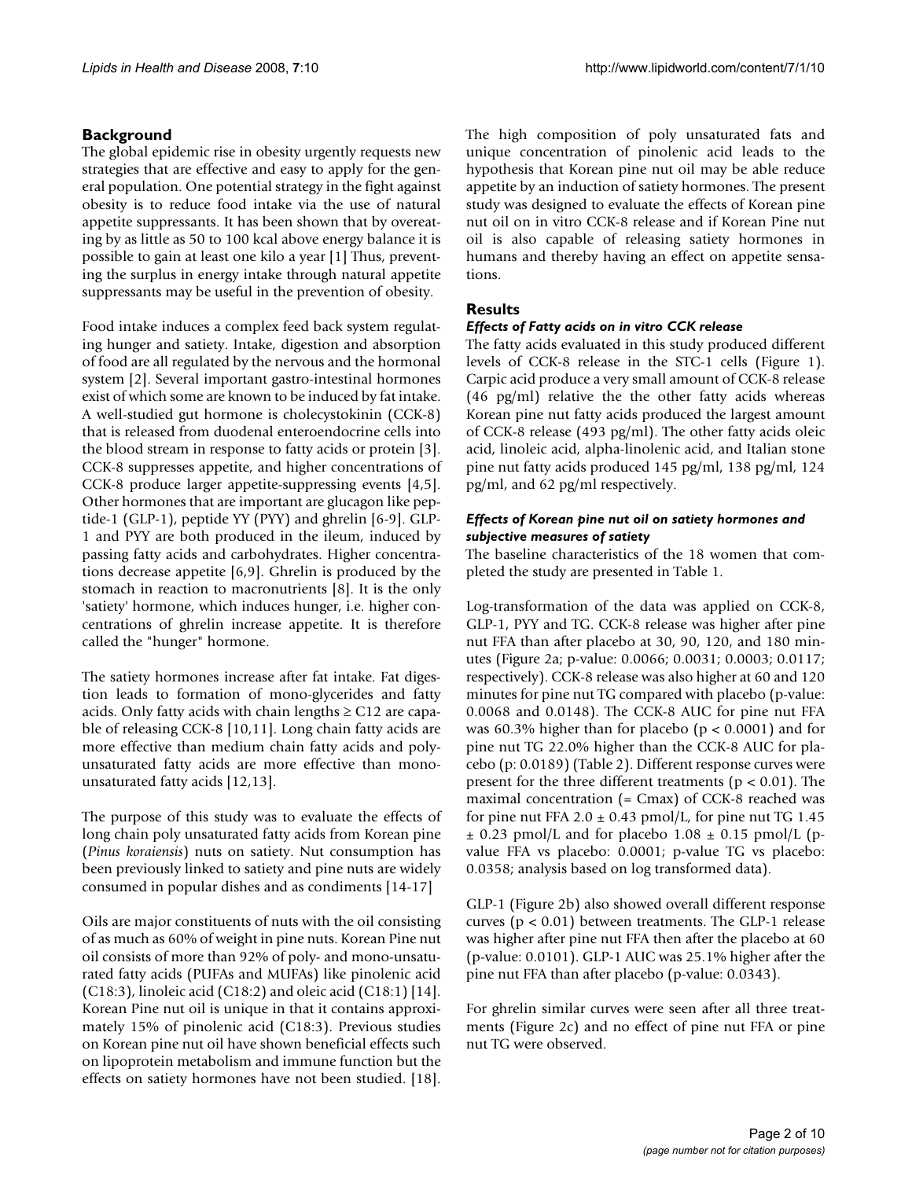## Background

The global epidemic rise in obesity urgently requests new strategies that are effective and easy to apply for the general population. One potential strategy in the fight against obesity is to reduce food intake via the use of natural appetite suppressants. It has been shown that by overeating by as little as 50 to 100 kcal above energy balance it is possible to gain at least one kilo a year [1] Thus, preventing the surplus in energy intake through natural appetite suppressants may be useful in the prevention of obesity.

Food intake induces a complex feed back system regulating hunger and satiety. Intake, digestion and absorption of food are all regulated by the nervous and the hormonal system [2]. Several important gastro-intestinal hormones exist of which some are known to be induced by fat intake. A well-studied gut hormone is cholecystokinin (CCK-8) that is released from duodenal enteroendocrine cells into the blood stream in response to fatty acids or protein [3]. CCK-8 suppresses appetite, and higher concentrations of CCK-8 produce larger appetite-suppressing events [4,5]. Other hormones that are important are glucagon like peptide-1 (GLP-1), peptide YY (PYY) and ghrelin [6-9]. GLP-1 and PYY are both produced in the ileum, induced by passing fatty acids and carbohydrates. Higher concentrations decrease appetite [6,9]. Ghrelin is produced by the stomach in reaction to macronutrients [8]. It is the only 'satiety' hormone, which induces hunger, i.e. higher concentrations of ghrelin increase appetite. It is therefore called the "hunger" hormone.

The satiety hormones increase after fat intake. Fat digestion leads to formation of mono-glycerides and fatty acids. Only fatty acids with chain lengths ≥ C12 are capable of releasing CCK-8 [10,11]. Long chain fatty acids are more effective than medium chain fatty acids and polyunsaturated fatty acids are more effective than monounsaturated fatty acids [12,13].

The purpose of this study was to evaluate the effects of long chain poly unsaturated fatty acids from Korean pine (*Pinus koraiensis*) nuts on satiety. Nut consumption has been previously linked to satiety and pine nuts are widely consumed in popular dishes and as condiments [14-17]

Oils are major constituents of nuts with the oil consisting of as much as 60% of weight in pine nuts. Korean Pine nut oil consists of more than 92% of poly- and mono-unsaturated fatty acids (PUFAs and MUFAs) like pinolenic acid (C18:3), linoleic acid (C18:2) and oleic acid (C18:1) [14]. Korean Pine nut oil is unique in that it contains approximately 15% of pinolenic acid (C18:3). Previous studies on Korean pine nut oil have shown beneficial effects such on lipoprotein metabolism and immune function but the effects on satiety hormones have not been studied. [18].

The high composition of poly unsaturated fats and unique concentration of pinolenic acid leads to the hypothesis that Korean pine nut oil may be able reduce appetite by an induction of satiety hormones. The present study was designed to evaluate the effects of Korean pine nut oil on in vitro CCK-8 release and if Korean Pine nut oil is also capable of releasing satiety hormones in humans and thereby having an effect on appetite sensations.

## Results

### *Effects of Fatty acids on in vitro CCK release*

The fatty acids evaluated in this study produced different levels of CCK-8 release in the STC-1 cells (Figure 1). Carpic acid produce a very small amount of CCK-8 release (46 pg/ml) relative the the other fatty acids whereas Korean pine nut fatty acids produced the largest amount of CCK-8 release (493 pg/ml). The other fatty acids oleic acid, linoleic acid, alpha-linolenic acid, and Italian stone pine nut fatty acids produced 145 pg/ml, 138 pg/ml, 124 pg/ml, and 62 pg/ml respectively.

### *Effects of Korean pine nut oil on satiety hormones and subjective measures of satiety*

The baseline characteristics of the 18 women that completed the study are presented in Table 1.

Log-transformation of the data was applied on CCK-8, GLP-1, PYY and TG. CCK-8 release was higher after pine nut FFA than after placebo at 30, 90, 120, and 180 minutes (Figure 2a; p-value: 0.0066; 0.0031; 0.0003; 0.0117; respectively). CCK-8 release was also higher at 60 and 120 minutes for pine nut TG compared with placebo (p-value: 0.0068 and 0.0148). The CCK-8 AUC for pine nut FFA was 60.3% higher than for placebo ($p < 0.0001$) and for pine nut TG 22.0% higher than the CCK-8 AUC for placebo (p: 0.0189) (Table 2). Different response curves were present for the three different treatments ($p < 0.01$). The maximal concentration (= Cmax) of CCK-8 reached was for pine nut FFA $2.0 \pm 0.43$ pmol/L, for pine nut TG $1.45 \pm 0.23$ pmol/L and for placebo $1.08 \pm 0.15$ pmol/L (p-value FFA vs placebo: 0.0001; p-value TG vs placebo: 0.0358; analysis based on log transformed data).

GLP-1 (Figure 2b) also showed overall different response curves ($p < 0.01$) between treatments. The GLP-1 release was higher after pine nut FFA then after the placebo at 60 (p-value: 0.0101). GLP-1 AUC was 25.1% higher after the pine nut FFA than after placebo (p-value: 0.0343).

For ghrelin similar curves were seen after all three treatments (Figure 2c) and no effect of pine nut FFA or pine nut TG were observed.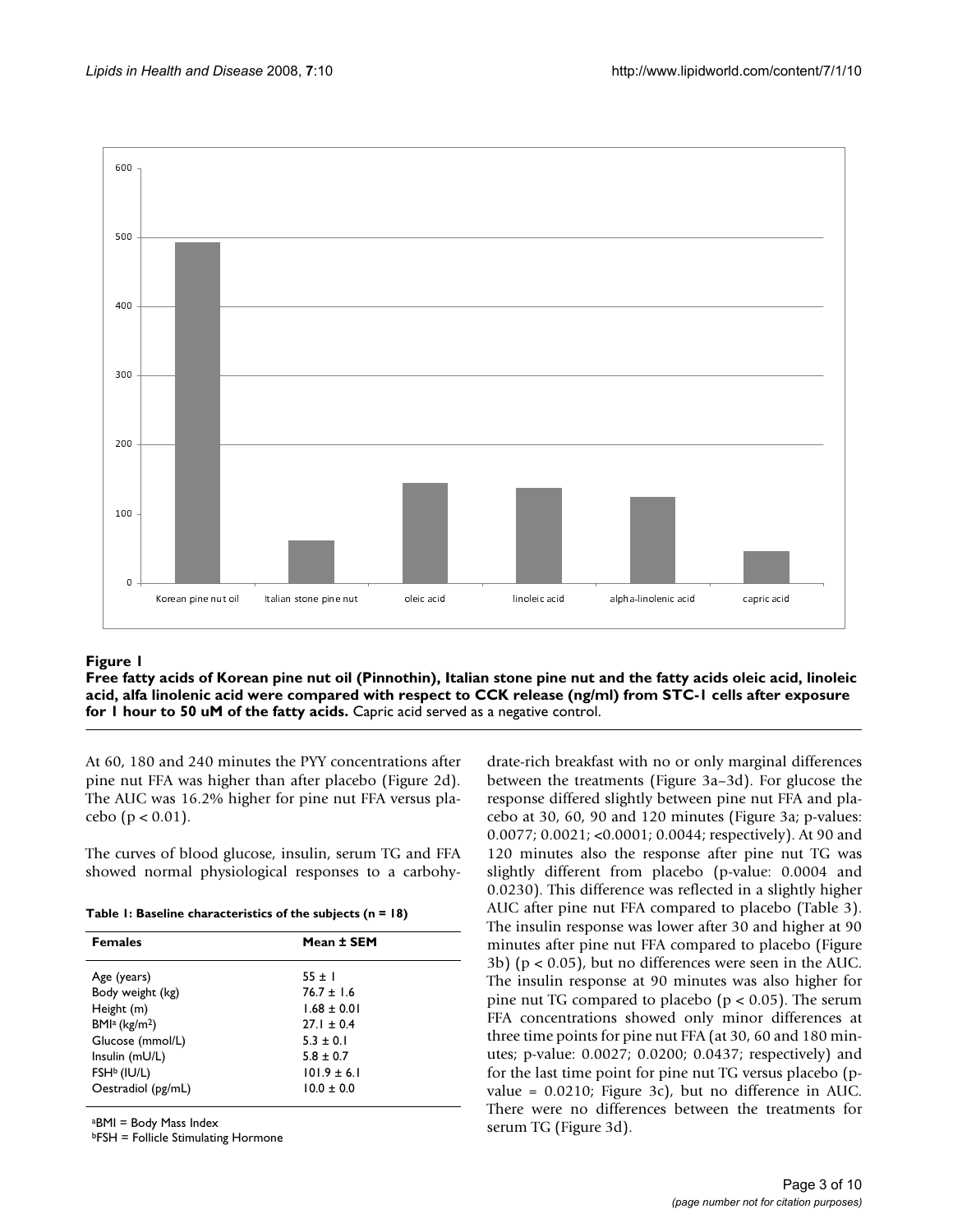**Figure 1**

**Free fatty acids of Korean pine nut oil (Pinnothin), Italian stone pine nut and the fatty acids oleic acid, linoleic acid, alfa linolenic acid were compared with respect to CCK release (ng/ml) from STC-1 cells after exposure for 1 hour to 50 uM of the fatty acids.** Capric acid served as a negative control.

At 60, 180 and 240 minutes the PYY concentrations after pine nut FFA was higher than after placebo (Figure 2d). The AUC was 16.2% higher for pine nut FFA versus placebo ($p < 0.01$).

The curves of blood glucose, insulin, serum TG and FFA showed normal physiological responses to a carbohydrate-rich breakfast with no or only marginal differences between the treatments (Figure 3a–3d). For glucose the response differed slightly between pine nut FFA and placebo at 30, 60, 90 and 120 minutes (Figure 3a; p-values: 0.0077; 0.0021; <0.0001; 0.0044; respectively). At 90 and 120 minutes also the response after pine nut TG was slightly different from placebo (p-value: 0.0004 and 0.0230). This difference was reflected in a slightly higher AUC after pine nut FFA compared to placebo (Table 3). The insulin response was lower after 30 and higher at 90 minutes after pine nut FFA compared to placebo (Figure 3b) ($p < 0.05$), but no differences were seen in the AUC. The insulin response at 90 minutes was also higher for pine nut TG compared to placebo ($p < 0.05$). The serum FFA concentrations showed only minor differences at three time points for pine nut FFA (at 30, 60 and 180 minutes; p-value: 0.0027; 0.0200; 0.0437; respectively) and for the last time point for pine nut TG versus placebo (p-value = 0.0210; Figure 3c), but no difference in AUC. There were no differences between the treatments for serum TG (Figure 3d).

**Table 1: Baseline characteristics of the subjects (n = 18)**

| Females | Mean ± SEM |
|---|---|
| Age (years) | 55 ± 1 |
| Body weight (kg) | 76.7 ± 1.6 |
| Height (m) | 1.68 ± 0.01 |
| BMI[a] ($kg/m^2$) | 27.1 ± 0.4 |
| Glucose (mmol/L) | 5.3 ± 0.1 |
| Insulin (mU/L) | 5.8 ± 0.7 |
| FSH[b] (IU/L) | 101.9 ± 6.1 |
| Oestradiol (pg/mL) | 10.0 ± 0.0 |

[a]BMI = Body Mass Index
[b]FSH = Follicle Stimulating Hormone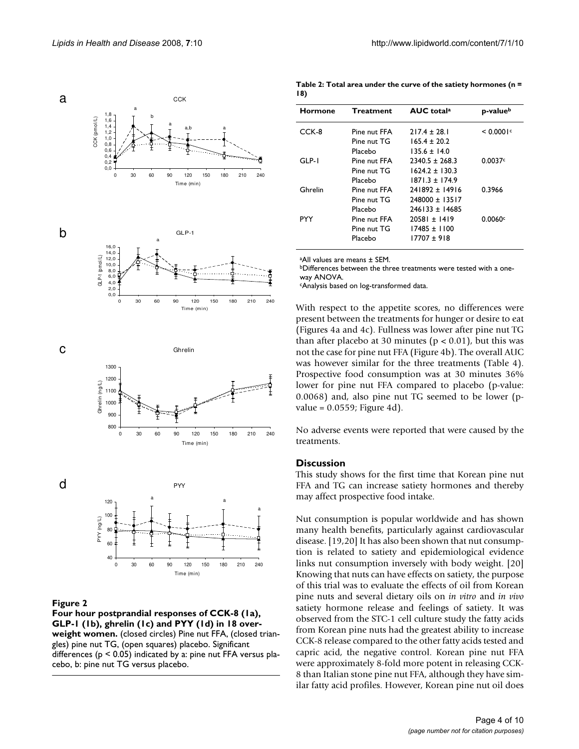**Figure 2**

**Four hour postprandial responses of CCK-8 (1a), GLP-1 (1b), ghrelin (1c) and PYY (1d) in 18 overweight women.** (closed circles) Pine nut FFA, (closed triangles) pine nut TG, (open squares) placebo. Significant differences ($p < 0.05$) indicated by a: pine nut FFA versus placebo, b: pine nut TG versus placebo.

**Table 2: Total area under the curve of the satiety hormones (n = 18)**

| Hormone | Treatment | AUC total[a] | p-value[b] |
|---|---|---|---|
| CCK-8 | Pine nut FFA | 217.4 ± 28.1 | < 0.0001[c] |
| | Pine nut TG | 165.4 ± 20.2 | |
| | Placebo | 135.6 ± 14.0 | |
| GLP-1 | Pine nut FFA | 2340.5 ± 268.3 | 0.0037[c] |
| | Pine nut TG | 1624.2 ± 130.3 | |
| | Placebo | 1871.3 ± 174.9 | |
| Ghrelin | Pine nut FFA | 241892 ± 14916 | 0.3966 |
| | Pine nut TG | 248000 ± 13517 | |
| | Placebo | 246133 ± 14685 | |
| PYY | Pine nut FFA | 20581 ± 1419 | 0.0060[c] |
| | Pine nut TG | 17485 ± 1100 | |
| | Placebo | 17707 ± 918 | |

[a]All values are means ± SEM.
[b]Differences between the three treatments were tested with a one-way ANOVA.
[c]Analysis based on log-transformed data.

With respect to the appetite scores, no differences were present between the treatments for hunger or desire to eat (Figures 4a and 4c). Fullness was lower after pine nut TG than after placebo at 30 minutes ($p < 0.01$), but this was not the case for pine nut FFA (Figure 4b). The overall AUC was however similar for the three treatments (Table 4). Prospective food consumption was at 30 minutes 36% lower for pine nut FFA compared to placebo (p-value: 0.0068) and, also pine nut TG seemed to be lower (p-value = 0.0559; Figure 4d).

No adverse events were reported that were caused by the treatments.

## Discussion

This study shows for the first time that Korean pine nut FFA and TG can increase satiety hormones and thereby may affect prospective food intake.

Nut consumption is popular worldwide and has shown many health benefits, particularly against cardiovascular disease. [19,20] It has also been shown that nut consumption is related to satiety and epidemiological evidence links nut consumption inversely with body weight. [20] Knowing that nuts can have effects on satiety, the purpose of this trial was to evaluate the effects of oil from Korean pine nuts and several dietary oils on *in vitro* and *in vivo* satiety hormone release and feelings of satiety. It was observed from the STC-1 cell culture study the fatty acids from Korean pine nuts had the greatest ability to increase CCK-8 release compared to the other fatty acids tested and capric acid, the negative control. Korean pine nut FFA were approximately 8-fold more potent in releasing CCK-8 than Italian stone pine nut FFA, although they have similar fatty acid profiles. However, Korean pine nut oil does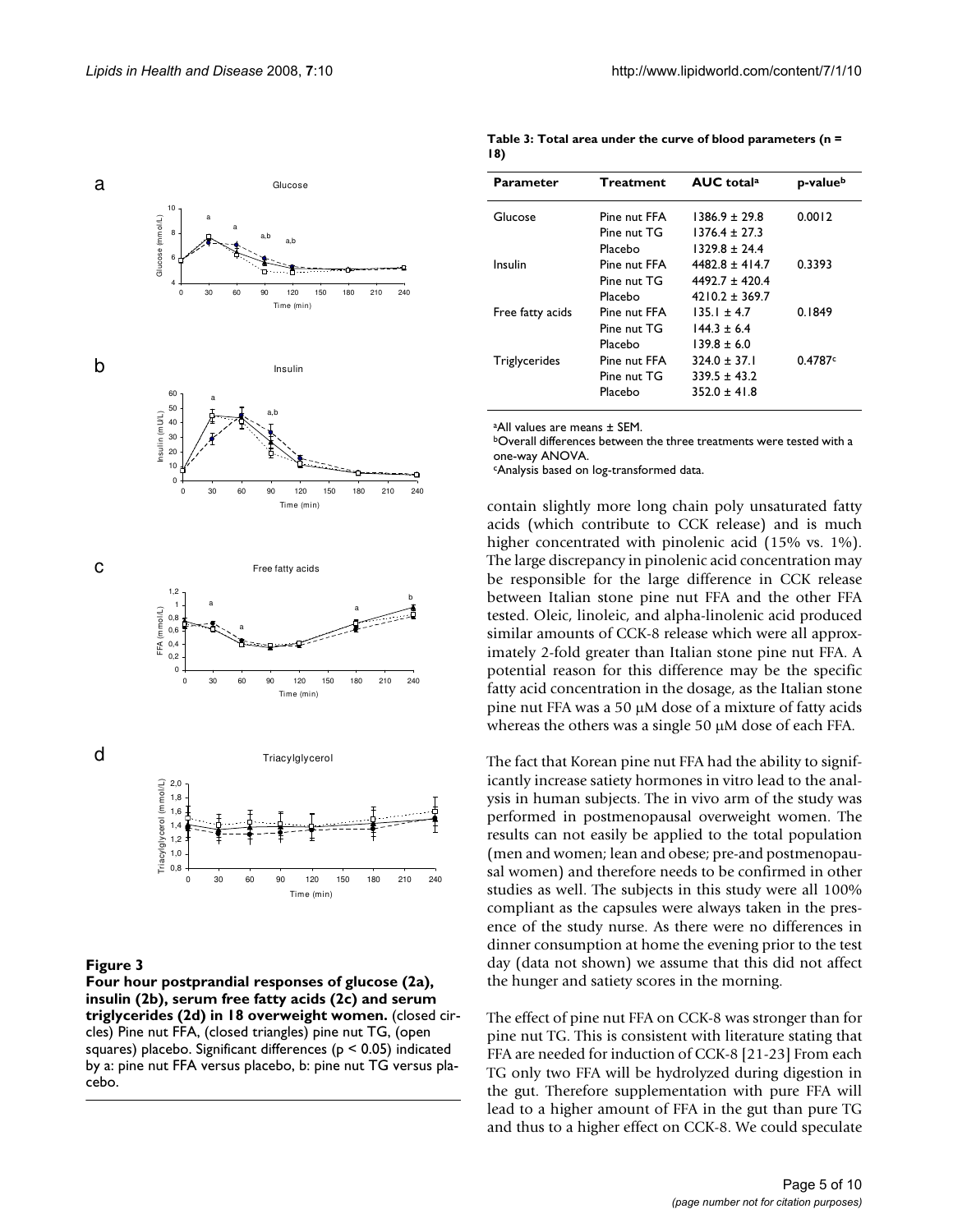**Figure 3**

**Four hour postprandial responses of glucose (2a), insulin (2b), serum free fatty acids (2c) and serum triglycerides (2d) in 18 overweight women.** (closed circles) Pine nut FFA, (closed triangles) pine nut TG, (open squares) placebo. Significant differences ($p < 0.05$) indicated by a: pine nut FFA versus placebo, b: pine nut TG versus placebo.

**Table 3: Total area under the curve of blood parameters (n = 18)**

| Parameter | Treatment | AUC total[a] | p-value[b] |
|---|---|---|---|
| Glucose | Pine nut FFA | 1386.9 ± 29.8 | 0.0012 |
| | Pine nut TG | 1376.4 ± 27.3 | |
| | Placebo | 1329.8 ± 24.4 | |
| Insulin | Pine nut FFA | 4482.8 ± 414.7 | 0.3393 |
| | Pine nut TG | 4492.7 ± 420.4 | |
| | Placebo | 4210.2 ± 369.7 | |
| Free fatty acids | Pine nut FFA | 135.1 ± 4.7 | 0.1849 |
| | Pine nut TG | 144.3 ± 6.4 | |
| | Placebo | 139.8 ± 6.0 | |
| Triglycerides | Pine nut FFA | 324.0 ± 37.1 | 0.4787[c] |
| | Pine nut TG | 339.5 ± 43.2 | |
| | Placebo | 352.0 ± 41.8 | |

[a]All values are means ± SEM.
[b]Overall differences between the three treatments were tested with a one-way ANOVA.
[c]Analysis based on log-transformed data.

contain slightly more long chain poly unsaturated fatty acids (which contribute to CCK release) and is much higher concentrated with pinolenic acid (15% vs. 1%). The large discrepancy in pinolenic acid concentration may be responsible for the large difference in CCK release between Italian stone pine nut FFA and the other FFA tested. Oleic, linoleic, and alpha-linolenic acid produced similar amounts of CCK-8 release which were all approximately 2-fold greater than Italian stone pine nut FFA. A potential reason for this difference may be the specific fatty acid concentration in the dosage, as the Italian stone pine nut FFA was a 50 μM dose of a mixture of fatty acids whereas the others was a single 50 μM dose of each FFA.

The fact that Korean pine nut FFA had the ability to significantly increase satiety hormones in vitro lead to the analysis in human subjects. The in vivo arm of the study was performed in postmenopausal overweight women. The results can not easily be applied to the total population (men and women; lean and obese; pre-and postmenopausal women) and therefore needs to be confirmed in other studies as well. The subjects in this study were all 100% compliant as the capsules were always taken in the presence of the study nurse. As there were no differences in dinner consumption at home the evening prior to the test day (data not shown) we assume that this did not affect the hunger and satiety scores in the morning.

The effect of pine nut FFA on CCK-8 was stronger than for pine nut TG. This is consistent with literature stating that FFA are needed for induction of CCK-8 [21-23] From each TG only two FFA will be hydrolyzed during digestion in the gut. Therefore supplementation with pure FFA will lead to a higher amount of FFA in the gut than pure TG and thus to a higher effect on CCK-8. We could speculate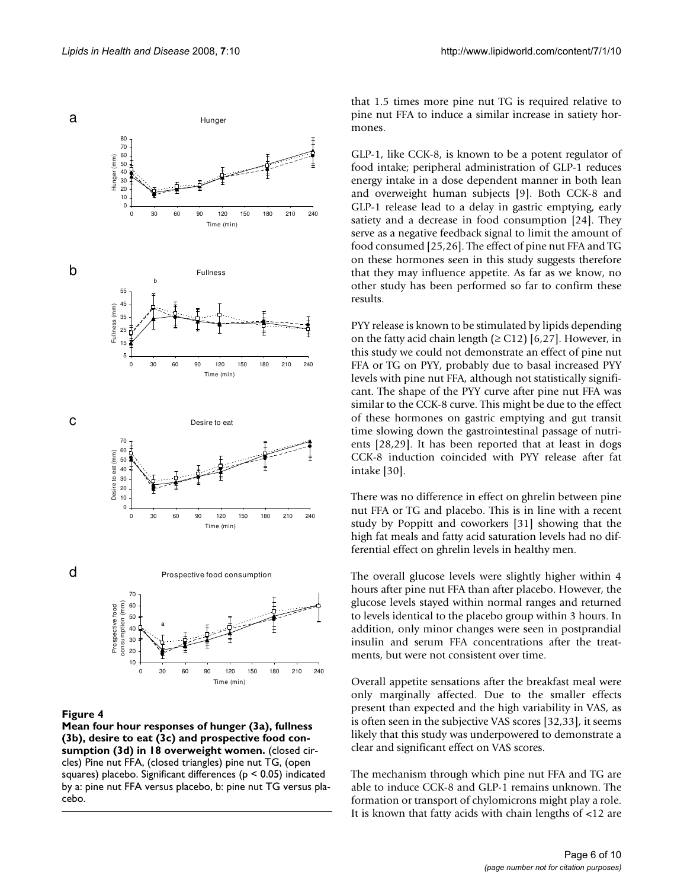**Figure 4**

**Mean four hour responses of hunger (3a), fullness (3b), desire to eat (3c) and prospective food consumption (3d) in 18 overweight women.** (closed circles) Pine nut FFA, (closed triangles) pine nut TG, (open squares) placebo. Significant differences ($p < 0.05$) indicated by a: pine nut FFA versus placebo, b: pine nut TG versus placebo.

that 1.5 times more pine nut TG is required relative to pine nut FFA to induce a similar increase in satiety hormones.

GLP-1, like CCK-8, is known to be a potent regulator of food intake; peripheral administration of GLP-1 reduces energy intake in a dose dependent manner in both lean and overweight human subjects [9]. Both CCK-8 and GLP-1 release lead to a delay in gastric emptying, early satiety and a decrease in food consumption [24]. They serve as a negative feedback signal to limit the amount of food consumed [25,26]. The effect of pine nut FFA and TG on these hormones seen in this study suggests therefore that they may influence appetite. As far as we know, no other study has been performed so far to confirm these results.

PYY release is known to be stimulated by lipids depending on the fatty acid chain length ($\geq$ C12) [6,27]. However, in this study we could not demonstrate an effect of pine nut FFA or TG on PYY, probably due to basal increased PYY levels with pine nut FFA, although not statistically significant. The shape of the PYY curve after pine nut FFA was similar to the CCK-8 curve. This might be due to the effect of these hormones on gastric emptying and gut transit time slowing down the gastrointestinal passage of nutrients [28,29]. It has been reported that at least in dogs CCK-8 induction coincided with PYY release after fat intake [30].

There was no difference in effect on ghrelin between pine nut FFA or TG and placebo. This is in line with a recent study by Poppitt and coworkers [31] showing that the high fat meals and fatty acid saturation levels had no differential effect on ghrelin levels in healthy men.

The overall glucose levels were slightly higher within 4 hours after pine nut FFA than after placebo. However, the glucose levels stayed within normal ranges and returned to levels identical to the placebo group within 3 hours. In addition, only minor changes were seen in postprandial insulin and serum FFA concentrations after the treatments, but were not consistent over time.

Overall appetite sensations after the breakfast meal were only marginally affected. Due to the smaller effects present than expected and the high variability in VAS, as is often seen in the subjective VAS scores [32,33], it seems likely that this study was underpowered to demonstrate a clear and significant effect on VAS scores.

The mechanism through which pine nut FFA and TG are able to induce CCK-8 and GLP-1 remains unknown. The formation or transport of chylomicrons might play a role. It is known that fatty acids with chain lengths of <12 are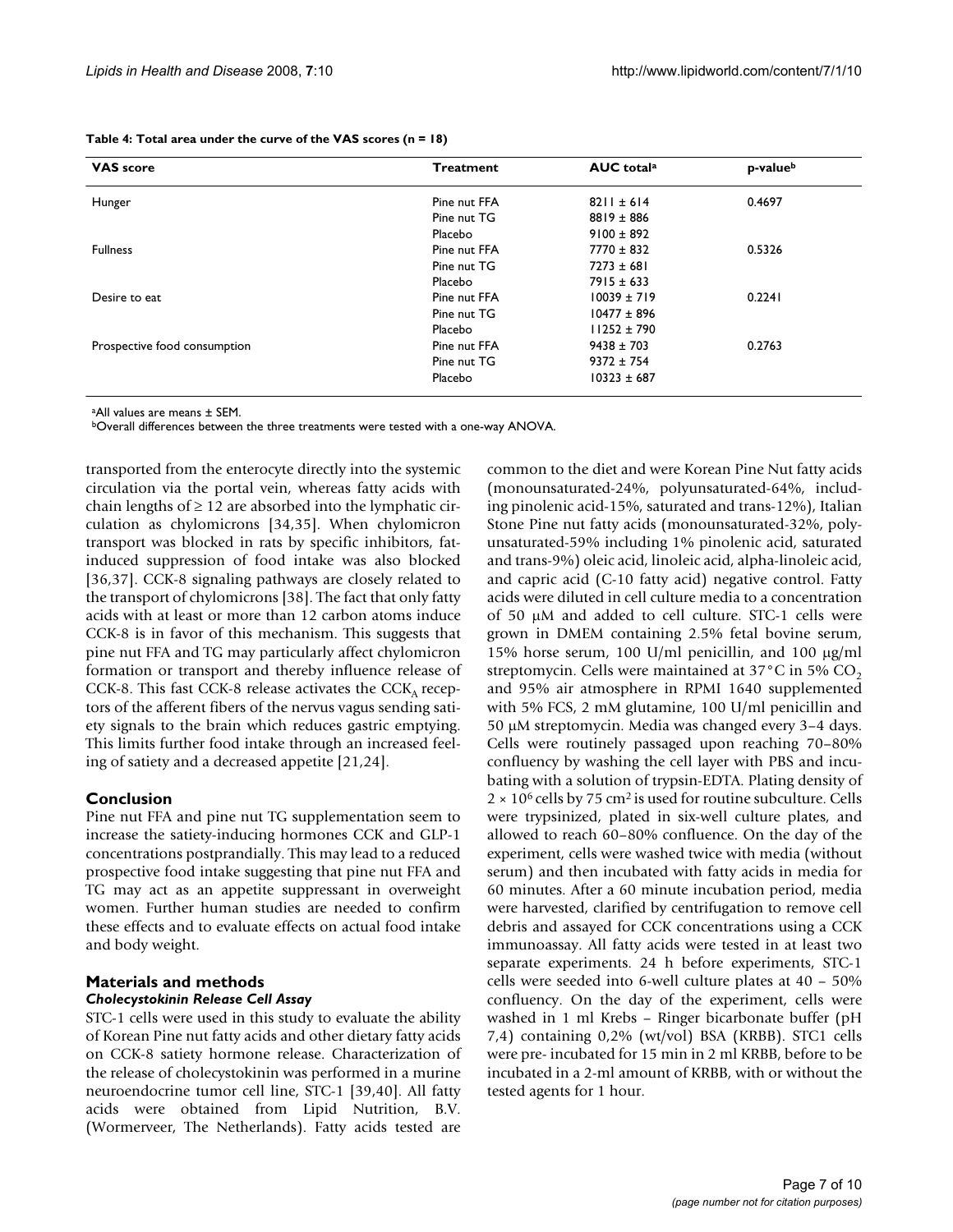**Table 4: Total area under the curve of the VAS scores (n = 18)**

| VAS score | Treatment | AUC total[a] | p-value[b] |
| --- | --- | --- | --- |
| Hunger | Pine nut FFA | 8211 ± 614 | 0.4697 |
| | Pine nut TG | 8819 ± 886 | |
| | Placebo | 9100 ± 892 | |
| Fullness | Pine nut FFA | 7770 ± 832 | 0.5326 |
| | Pine nut TG | 7273 ± 681 | |
| | Placebo | 7915 ± 633 | |
| Desire to eat | Pine nut FFA | 10039 ± 719 | 0.2241 |
| | Pine nut TG | 10477 ± 896 | |
| | Placebo | 11252 ± 790 | |
| Prospective food consumption | Pine nut FFA | 9438 ± 703 | 0.2763 |
| | Pine nut TG | 9372 ± 754 | |
| | Placebo | 10323 ± 687 | |

[a]All values are means ± SEM.
[b]Overall differences between the three treatments were tested with a one-way ANOVA.

transported from the enterocyte directly into the systemic circulation via the portal vein, whereas fatty acids with chain lengths of ≥ 12 are absorbed into the lymphatic circulation as chylomicrons [34,35]. When chylomicron transport was blocked in rats by specific inhibitors, fat-induced suppression of food intake was also blocked [36,37]. CCK-8 signaling pathways are closely related to the transport of chylomicrons [38]. The fact that only fatty acids with at least or more than 12 carbon atoms induce CCK-8 is in favor of this mechanism. This suggests that pine nut FFA and TG may particularly affect chylomicron formation or transport and thereby influence release of CCK-8. This fast CCK-8 release activates the $CCK_A$ receptors of the afferent fibers of the nervus vagus sending satiety signals to the brain which reduces gastric emptying. This limits further food intake through an increased feeling of satiety and a decreased appetite [21,24].

## Conclusion

Pine nut FFA and pine nut TG supplementation seem to increase the satiety-inducing hormones CCK and GLP-1 concentrations postprandially. This may lead to a reduced prospective food intake suggesting that pine nut FFA and TG may act as an appetite suppressant in overweight women. Further human studies are needed to confirm these effects and to evaluate effects on actual food intake and body weight.

## Materials and methods

### *Cholecystokinin Release Cell Assay*

STC-1 cells were used in this study to evaluate the ability of Korean Pine nut fatty acids and other dietary fatty acids on CCK-8 satiety hormone release. Characterization of the release of cholecystokinin was performed in a murine neuroendocrine tumor cell line, STC-1 [39,40]. All fatty acids were obtained from Lipid Nutrition, B.V. (Wormerveer, The Netherlands). Fatty acids tested are common to the diet and were Korean Pine Nut fatty acids (monounsaturated-24%, polyunsaturated-64%, including pinolenic acid-15%, saturated and trans-12%), Italian Stone Pine nut fatty acids (monounsaturated-32%, polyunsaturated-59% including 1% pinolenic acid, saturated and trans-9%) oleic acid, linoleic acid, alpha-linoleic acid, and capric acid (C-10 fatty acid) negative control. Fatty acids were diluted in cell culture media to a concentration of 50 μM and added to cell culture. STC-1 cells were grown in DMEM containing 2.5% fetal bovine serum, 15% horse serum, 100 U/ml penicillin, and 100 μg/ml streptomycin. Cells were maintained at 37°C in 5% $CO_2$ and 95% air atmosphere in RPMI 1640 supplemented with 5% FCS, 2 mM glutamine, 100 U/ml penicillin and 50 μM streptomycin. Media was changed every 3–4 days. Cells were routinely passaged upon reaching 70–80% confluency by washing the cell layer with PBS and incubating with a solution of trypsin-EDTA. Plating density of $2 \times 10^6$ cells by 75 $cm^2$ is used for routine subculture. Cells were trypsinized, plated in six-well culture plates, and allowed to reach 60–80% confluence. On the day of the experiment, cells were washed twice with media (without serum) and then incubated with fatty acids in media for 60 minutes. After a 60 minute incubation period, media were harvested, clarified by centrifugation to remove cell debris and assayed for CCK concentrations using a CCK immunoassay. All fatty acids were tested in at least two separate experiments. 24 h before experiments, STC-1 cells were seeded into 6-well culture plates at 40 – 50% confluency. On the day of the experiment, cells were washed in 1 ml Krebs – Ringer bicarbonate buffer (pH 7,4) containing 0,2% (wt/vol) BSA (KRBB). STC1 cells were pre- incubated for 15 min in 2 ml KRBB, before to be incubated in a 2-ml amount of KRBB, with or without the tested agents for 1 hour.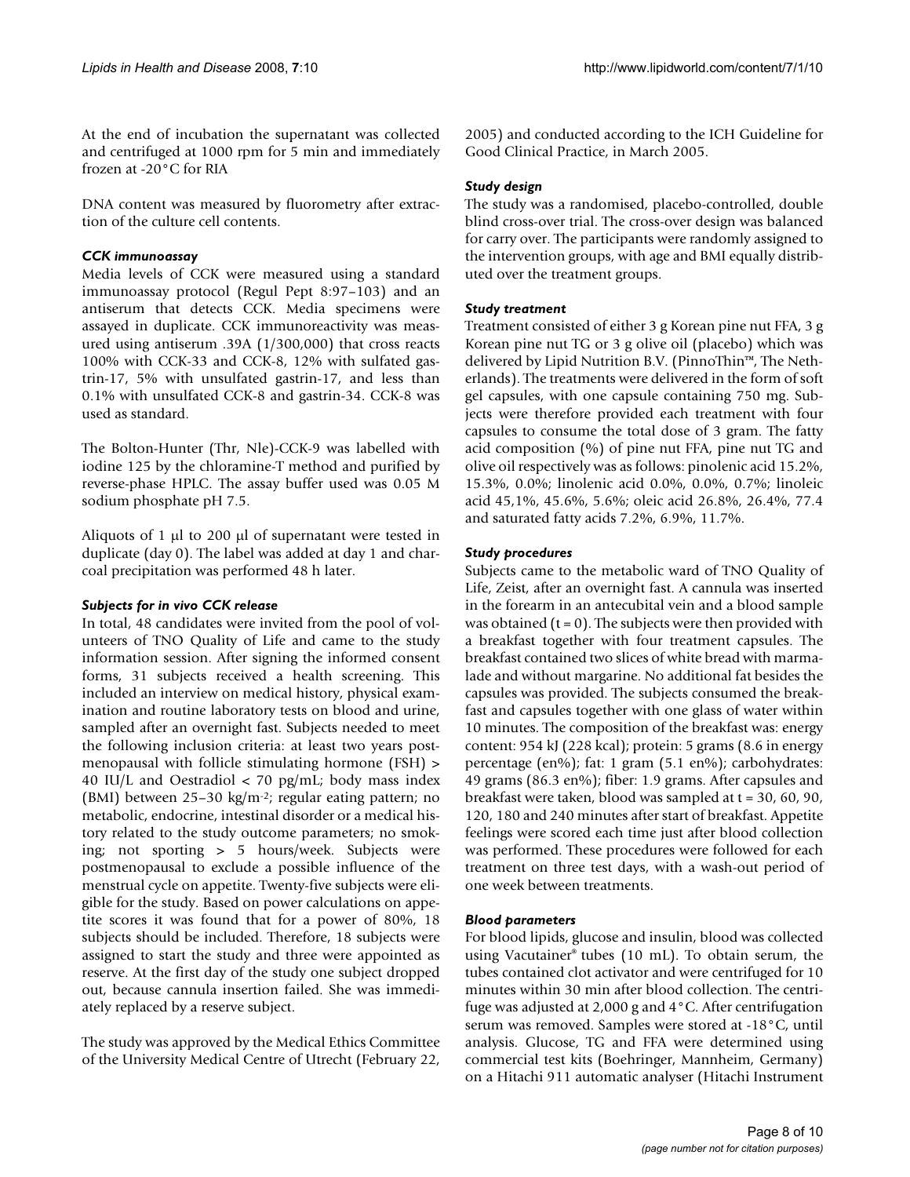At the end of incubation the supernatant was collected and centrifuged at 1000 rpm for 5 min and immediately frozen at -20°C for RIA

DNA content was measured by fluorometry after extraction of the culture cell contents.

### *CCK immunoassay*

Media levels of CCK were measured using a standard immunoassay protocol (Regul Pept 8:97–103) and an antiserum that detects CCK. Media specimens were assayed in duplicate. CCK immunoreactivity was measured using antiserum .39A (1/300,000) that cross reacts 100% with CCK-33 and CCK-8, 12% with sulfated gastrin-17, 5% with unsulfated gastrin-17, and less than 0.1% with unsulfated CCK-8 and gastrin-34. CCK-8 was used as standard.

The Bolton-Hunter (Thr, Nle)-CCK-9 was labelled with iodine 125 by the chloramine-T method and purified by reverse-phase HPLC. The assay buffer used was 0.05 M sodium phosphate pH 7.5.

Aliquots of 1 μl to 200 μl of supernatant were tested in duplicate (day 0). The label was added at day 1 and charcoal precipitation was performed 48 h later.

### *Subjects for in vivo CCK release*

In total, 48 candidates were invited from the pool of volunteers of TNO Quality of Life and came to the study information session. After signing the informed consent forms, 31 subjects received a health screening. This included an interview on medical history, physical examination and routine laboratory tests on blood and urine, sampled after an overnight fast. Subjects needed to meet the following inclusion criteria: at least two years postmenopausal with follicle stimulating hormone (FSH) > 40 IU/L and Oestradiol < 70 pg/mL; body mass index (BMI) between 25–30 kg/m$^{-2}$; regular eating pattern; no metabolic, endocrine, intestinal disorder or a medical history related to the study outcome parameters; no smoking; not sporting > 5 hours/week. Subjects were postmenopausal to exclude a possible influence of the menstrual cycle on appetite. Twenty-five subjects were eligible for the study. Based on power calculations on appetite scores it was found that for a power of 80%, 18 subjects should be included. Therefore, 18 subjects were assigned to start the study and three were appointed as reserve. At the first day of the study one subject dropped out, because cannula insertion failed. She was immediately replaced by a reserve subject.

The study was approved by the Medical Ethics Committee of the University Medical Centre of Utrecht (February 22, 2005) and conducted according to the ICH Guideline for Good Clinical Practice, in March 2005.

### *Study design*

The study was a randomised, placebo-controlled, double blind cross-over trial. The cross-over design was balanced for carry over. The participants were randomly assigned to the intervention groups, with age and BMI equally distributed over the treatment groups.

### *Study treatment*

Treatment consisted of either 3 g Korean pine nut FFA, 3 g Korean pine nut TG or 3 g olive oil (placebo) which was delivered by Lipid Nutrition B.V. (PinnoThin™, The Netherlands). The treatments were delivered in the form of soft gel capsules, with one capsule containing 750 mg. Subjects were therefore provided each treatment with four capsules to consume the total dose of 3 gram. The fatty acid composition (%) of pine nut FFA, pine nut TG and olive oil respectively was as follows: pinolenic acid 15.2%, 15.3%, 0.0%; linolenic acid 0.0%, 0.0%, 0.7%; linoleic acid 45,1%, 45.6%, 5.6%; oleic acid 26.8%, 26.4%, 77.4 and saturated fatty acids 7.2%, 6.9%, 11.7%.

### *Study procedures*

Subjects came to the metabolic ward of TNO Quality of Life, Zeist, after an overnight fast. A cannula was inserted in the forearm in an antecubital vein and a blood sample was obtained (t = 0). The subjects were then provided with a breakfast together with four treatment capsules. The breakfast contained two slices of white bread with marmalade and without margarine. No additional fat besides the capsules was provided. The subjects consumed the breakfast and capsules together with one glass of water within 10 minutes. The composition of the breakfast was: energy content: 954 kJ (228 kcal); protein: 5 grams (8.6 in energy percentage (en%); fat: 1 gram (5.1 en%); carbohydrates: 49 grams (86.3 en%); fiber: 1.9 grams. After capsules and breakfast were taken, blood was sampled at t = 30, 60, 90, 120, 180 and 240 minutes after start of breakfast. Appetite feelings were scored each time just after blood collection was performed. These procedures were followed for each treatment on three test days, with a wash-out period of one week between treatments.

### *Blood parameters*

For blood lipids, glucose and insulin, blood was collected using Vacutainer® tubes (10 mL). To obtain serum, the tubes contained clot activator and were centrifuged for 10 minutes within 30 min after blood collection. The centrifuge was adjusted at 2,000 g and 4°C. After centrifugation serum was removed. Samples were stored at -18°C, until analysis. Glucose, TG and FFA were determined using commercial test kits (Boehringer, Mannheim, Germany) on a Hitachi 911 automatic analyser (Hitachi Instrument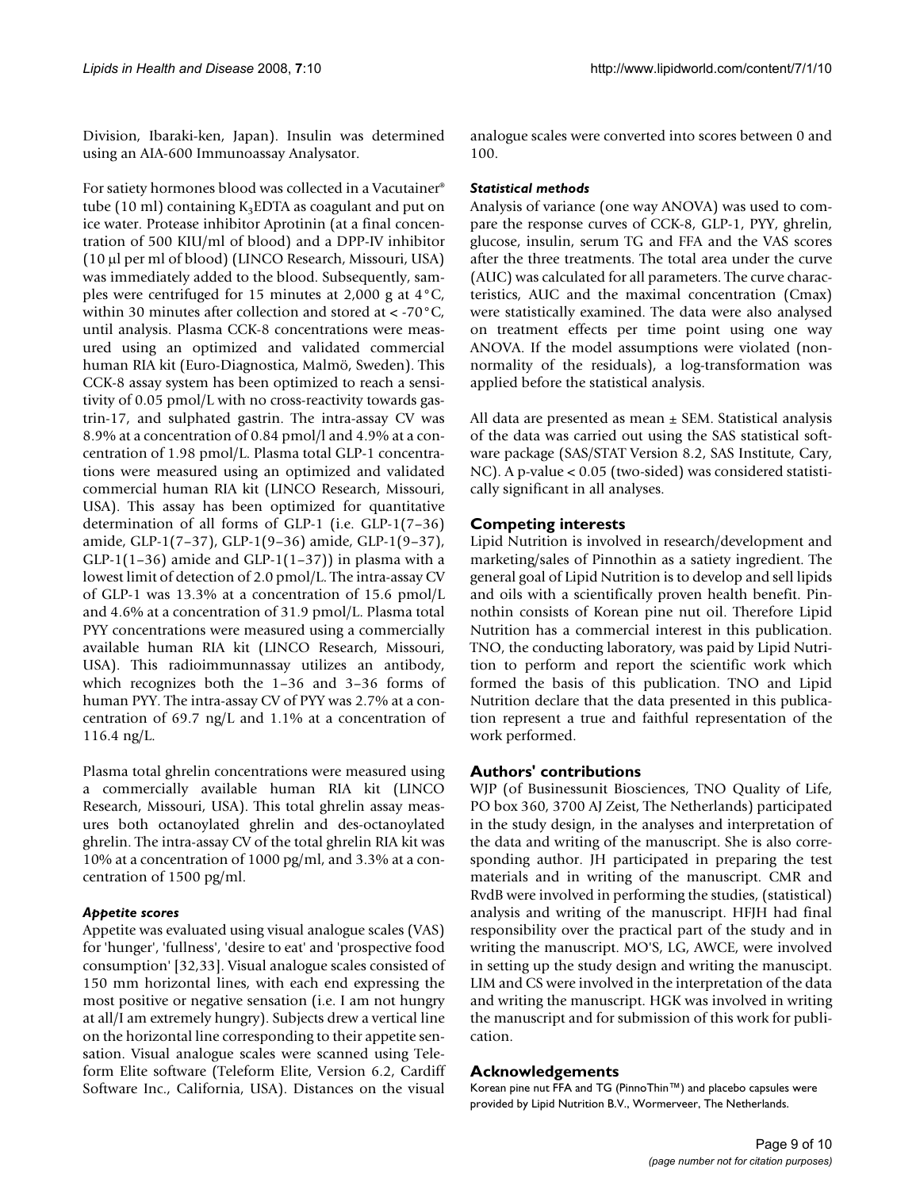Division, Ibaraki-ken, Japan). Insulin was determined using an AIA-600 Immunoassay Analysator.

For satiety hormones blood was collected in a Vacutainer® tube (10 ml) containing $K_3$EDTA as coagulant and put on ice water. Protease inhibitor Aprotinin (at a final concentration of 500 KIU/ml of blood) and a DPP-IV inhibitor (10 µl per ml of blood) (LINCO Research, Missouri, USA) was immediately added to the blood. Subsequently, samples were centrifuged for 15 minutes at 2,000 g at 4°C, within 30 minutes after collection and stored at < -70°C, until analysis. Plasma CCK-8 concentrations were measured using an optimized and validated commercial human RIA kit (Euro-Diagnostica, Malmö, Sweden). This CCK-8 assay system has been optimized to reach a sensitivity of 0.05 pmol/L with no cross-reactivity towards gastrin-17, and sulphated gastrin. The intra-assay CV was 8.9% at a concentration of 0.84 pmol/l and 4.9% at a concentration of 1.98 pmol/L. Plasma total GLP-1 concentrations were measured using an optimized and validated commercial human RIA kit (LINCO Research, Missouri, USA). This assay has been optimized for quantitative determination of all forms of GLP-1 (i.e. GLP-1(7–36) amide, GLP-1(7–37), GLP-1(9–36) amide, GLP-1(9–37), GLP-1(1–36) amide and GLP-1(1–37)) in plasma with a lowest limit of detection of 2.0 pmol/L. The intra-assay CV of GLP-1 was 13.3% at a concentration of 15.6 pmol/L and 4.6% at a concentration of 31.9 pmol/L. Plasma total PYY concentrations were measured using a commercially available human RIA kit (LINCO Research, Missouri, USA). This radioimmunnassay utilizes an antibody, which recognizes both the 1–36 and 3–36 forms of human PYY. The intra-assay CV of PYY was 2.7% at a concentration of 69.7 ng/L and 1.1% at a concentration of 116.4 ng/L.

Plasma total ghrelin concentrations were measured using a commercially available human RIA kit (LINCO Research, Missouri, USA). This total ghrelin assay measures both octanoylated ghrelin and des-octanoylated ghrelin. The intra-assay CV of the total ghrelin RIA kit was 10% at a concentration of 1000 pg/ml, and 3.3% at a concentration of 1500 pg/ml.

### *Appetite scores*

Appetite was evaluated using visual analogue scales (VAS) for 'hunger', 'fullness', 'desire to eat' and 'prospective food consumption' [32,33]. Visual analogue scales consisted of 150 mm horizontal lines, with each end expressing the most positive or negative sensation (i.e. I am not hungry at all/I am extremely hungry). Subjects drew a vertical line on the horizontal line corresponding to their appetite sensation. Visual analogue scales were scanned using Teleform Elite software (Teleform Elite, Version 6.2, Cardiff Software Inc., California, USA). Distances on the visual analogue scales were converted into scores between 0 and 100.

### *Statistical methods*

Analysis of variance (one way ANOVA) was used to compare the response curves of CCK-8, GLP-1, PYY, ghrelin, glucose, insulin, serum TG and FFA and the VAS scores after the three treatments. The total area under the curve (AUC) was calculated for all parameters. The curve characteristics, AUC and the maximal concentration (Cmax) were statistically examined. The data were also analysed on treatment effects per time point using one way ANOVA. If the model assumptions were violated (non-normality of the residuals), a log-transformation was applied before the statistical analysis.

All data are presented as mean ± SEM. Statistical analysis of the data was carried out using the SAS statistical software package (SAS/STAT Version 8.2, SAS Institute, Cary, NC). A p-value < 0.05 (two-sided) was considered statistically significant in all analyses.

## Competing interests

Lipid Nutrition is involved in research/development and marketing/sales of Pinnothin as a satiety ingredient. The general goal of Lipid Nutrition is to develop and sell lipids and oils with a scientifically proven health benefit. Pinnothin consists of Korean pine nut oil. Therefore Lipid Nutrition has a commercial interest in this publication. TNO, the conducting laboratory, was paid by Lipid Nutrition to perform and report the scientific work which formed the basis of this publication. TNO and Lipid Nutrition declare that the data presented in this publication represent a true and faithful representation of the work performed.

## Authors' contributions

WJP (of Businessunit Biosciences, TNO Quality of Life, PO box 360, 3700 AJ Zeist, The Netherlands) participated in the study design, in the analyses and interpretation of the data and writing of the manuscript. She is also corresponding author. JH participated in preparing the test materials and in writing of the manuscript. CMR and RvdB were involved in performing the studies, (statistical) analysis and writing of the manuscript. HFJH had final responsibility over the practical part of the study and in writing the manuscript. MO'S, LG, AWCE, were involved in setting up the study design and writing the manuscipt. LIM and CS were involved in the interpretation of the data and writing the manuscript. HGK was involved in writing the manuscript and for submission of this work for publication.

## Acknowledgements

Korean pine nut FFA and TG (PinnoThin™) and placebo capsules were provided by Lipid Nutrition B.V., Wormerveer, The Netherlands.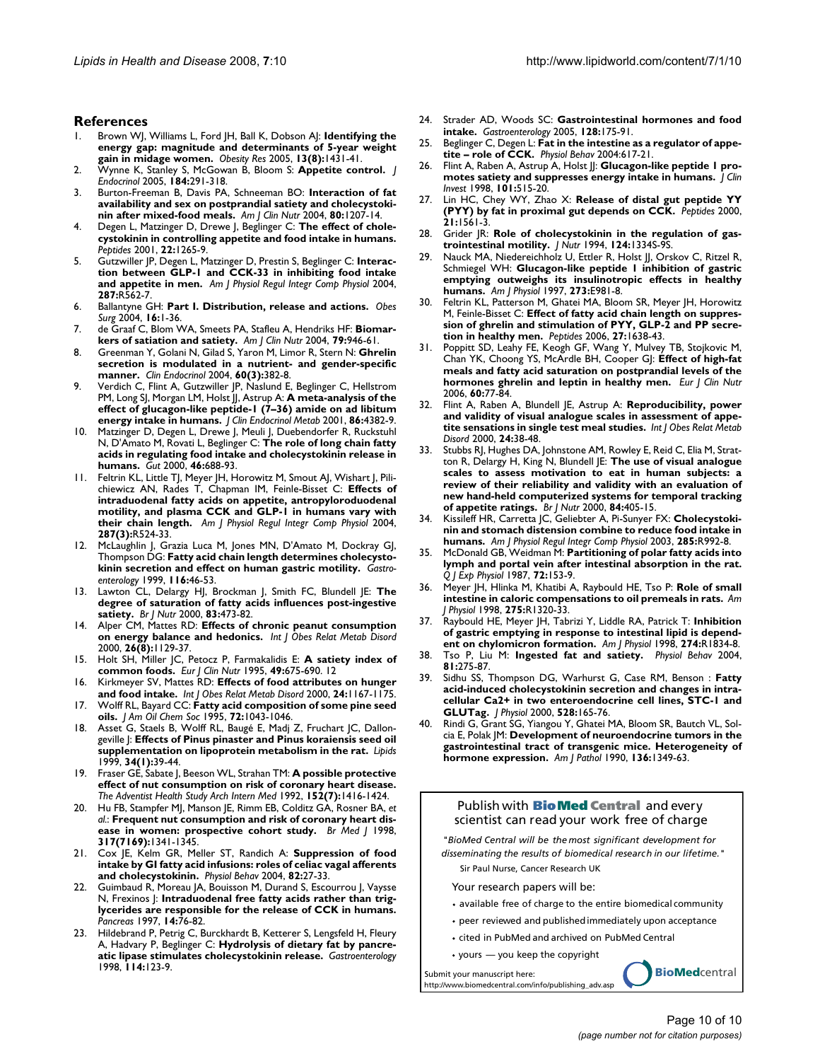## References

1. Brown WJ, Williams L, Ford JH, Ball K, Dobson AJ: **Identifying the energy gap: magnitude and determinants of 5-year weight gain in midage women.** *Obesity Res* 2005, **13(8):**1431-41.
2. Wynne K, Stanley S, McGowan B, Bloom S: **Appetite control.** *J Endocrinol* 2005, **184:**291-318.
3. Burton-Freeman B, Davis PA, Schneeman BO: **Interaction of fat availability and sex on postprandial satiety and cholecystokinin after mixed-food meals.** *Am J Clin Nutr* 2004, **80:**1207-14.
4. Degen L, Matzinger D, Drewe J, Beglinger C: **The effect of cholecystokinin in controlling appetite and food intake in humans.** *Peptides* 2001, **22:**1265-9.
5. Gutzwiller JP, Degen L, Matzinger D, Prestin S, Beglinger C: **Interaction between GLP-1 and CCK-33 in inhibiting food intake and appetite in men.** *Am J Physiol Regul Integr Comp Physiol* 2004, **287:**R562-7.
6. Ballantyne GH: **Part I. Distribution, release and actions.** *Obes Surg* 2004, **16:**1-36.
7. de Graaf C, Blom WA, Smeets PA, Stafleu A, Hendriks HF: **Biomarkers of satiation and satiety.** *Am J Clin Nutr* 2004, **79:**946-61.
8. Greenman Y, Golani N, Gilad S, Yaron M, Limor R, Stern N: **Ghrelin secretion is modulated in a nutrient- and gender-specific manner.** *Clin Endocrinol* 2004, **60(3):**382-8.
9. Verdich C, Flint A, Gutzwiller JP, Naslund E, Beglinger C, Hellstrom PM, Long SJ, Morgan LM, Holst JJ, Astrup A: **A meta-analysis of the effect of glucagon-like peptide-1 (7–36) amide on ad libitum energy intake in humans.** *J Clin Endocrinol Metab* 2001, **86:**4382-9.
10. Matzinger D, Degen L, Drewe J, Meuli J, Duebendorfer R, Ruckstuhl N, D'Amato M, Rovati L, Beglinger C: **The role of long chain fatty acids in regulating food intake and cholecystokinin release in humans.** *Gut* 2000, **46:**688-93.
11. Feltrin KL, Little TJ, Meyer JH, Horowitz M, Smout AJ, Wishart J, Pilichiewicz AN, Rades T, Chapman IM, Feinle-Bisset C: **Effects of intraduodenal fatty acids on appetite, antropyloroduodenal motility, and plasma CCK and GLP-1 in humans vary with their chain length.** *Am J Physiol Regul Integr Comp Physiol* 2004, **287(3):**R524-33.
12. McLaughlin J, Grazia Luca M, Jones MN, D'Amato M, Dockray GJ, Thompson DG: **Fatty acid chain length determines cholecystokinin secretion and effect on human gastric motility.** *Gastroenterology* 1999, **116:**46-53.
13. Lawton CL, Delargy HJ, Brockman J, Smith FC, Blundell JE: **The degree of saturation of fatty acids influences post-ingestive satiety.** *Br J Nutr* 2000, **83:**473-82.
14. Alper CM, Mattes RD: **Effects of chronic peanut consumption on energy balance and hedonics.** *Int J Obes Relat Metab Disord* 2000, **26(8):**1129-37.
15. Holt SH, Miller JC, Petocz P, Farmakalidis E: **A satiety index of common foods.** *Eur J Clin Nutr* 1995, **49:**675-690. 12
16. Kirkmeyer SV, Mattes RD: **Effects of food attributes on hunger and food intake.** *Int J Obes Relat Metab Disord* 2000, **24:**1167-1175.
17. Wolff RL, Bayard CC: **Fatty acid composition of some pine seed oils.** *J Am Oil Chem Soc* 1995, **72:**1043-1046.
18. Asset G, Staels B, Wolff RL, Baugé E, Madj Z, Fruchart JC, Dallongeville J: **Effects of Pinus pinaster and Pinus koraiensis seed oil supplementation on lipoprotein metabolism in the rat.** *Lipids* 1999, **34(1):**39-44.
19. Fraser GE, Sabate J, Beeson WL, Strahan TM: **A possible protective effect of nut consumption on risk of coronary heart disease.** *The Adventist Health Study Arch Intern Med* 1992, **152(7):**1416-1424.
20. Hu FB, Stampfer MJ, Manson JE, Rimm EB, Colditz GA, Rosner BA, *et al.*: **Frequent nut consumption and risk of coronary heart disease in women: prospective cohort study.** *Br Med J* 1998, **317(7169):**1341-1345.
21. Cox JE, Kelm GR, Meller ST, Randich A: **Suppression of food intake by GI fatty acid infusions: roles of celiac vagal afferents and cholecystokinin.** *Physiol Behav* 2004, **82:**27-33.
22. Guimbaud R, Moreau JA, Bouisson M, Durand S, Escourrou J, Vaysse N, Frexinos J: **Intraduodenal free fatty acids rather than triglycerides are responsible for the release of CCK in humans.** *Pancreas* 1997, **14:**76-82.
23. Hildebrand P, Petrig C, Burckhardt B, Ketterer S, Lengsfeld H, Fleury A, Hadvary P, Beglinger C: **Hydrolysis of dietary fat by pancreatic lipase stimulates cholecystokinin release.** *Gastroenterology* 1998, **114:**123-9.
24. Strader AD, Woods SC: **Gastrointestinal hormones and food intake.** *Gastroenterology* 2005, **128:**175-91.
25. Beglinger C, Degen L: **Fat in the intestine as a regulator of appetite – role of CCK.** *Physiol Behav* 2004:617-21.
26. Flint A, Raben A, Astrup A, Holst JJ: **Glucagon-like peptide 1 promotes satiety and suppresses energy intake in humans.** *J Clin Invest* 1998, **101:**515-20.
27. Lin HC, Chey WY, Zhao X: **Release of distal gut peptide YY (PYY) by fat in proximal gut depends on CCK.** *Peptides* 2000, **21:**1561-3.
28. Grider JR: **Role of cholecystokinin in the regulation of gastrointestinal motility.** *J Nutr* 1994, **124:**1334S-9S.
29. Nauck MA, Niedereichholz U, Ettler R, Holst JJ, Orskov C, Ritzel R, Schmiegel WH: **Glucagon-like peptide 1 inhibition of gastric emptying outweighs its insulinotropic effects in healthy humans.** *Am J Physiol* 1997, **273:**E981-8.
30. Feltrin KL, Patterson M, Ghatei MA, Bloom SR, Meyer JH, Horowitz M, Feinle-Bisset C: **Effect of fatty acid chain length on suppression of ghrelin and stimulation of PYY, GLP-2 and PP secretion in healthy men.** *Peptides* 2006, **27:**1638-43.
31. Poppitt SD, Leahy FE, Keogh GF, Wang Y, Mulvey TB, Stojkovic M, Chan YK, Choong YS, McArdle BH, Cooper GJ: **Effect of high-fat meals and fatty acid saturation on postprandial levels of the hormones ghrelin and leptin in healthy men.** *Eur J Clin Nutr* 2006, **60:**77-84.
32. Flint A, Raben A, Blundell JE, Astrup A: **Reproducibility, power and validity of visual analogue scales in assessment of appetite sensations in single test meal studies.** *Int J Obes Relat Metab Disord* 2000, **24:**38-48.
33. Stubbs RJ, Hughes DA, Johnstone AM, Rowley E, Reid C, Elia M, Stratton R, Delargy H, King N, Blundell JE: **The use of visual analogue scales to assess motivation to eat in human subjects: a review of their reliability and validity with an evaluation of new hand-held computerized systems for temporal tracking of appetite ratings.** *Br J Nutr* 2000, **84:**405-15.
34. Kissileff HR, Carretta JC, Geliebter A, Pi-Sunyer FX: **Cholecystokinin and stomach distension combine to reduce food intake in humans.** *Am J Physiol Regul Integr Comp Physiol* 2003, **285:**R992-8.
35. McDonald GB, Weidman M: **Partitioning of polar fatty acids into lymph and portal vein after intestinal absorption in the rat.** *Q J Exp Physiol* 1987, **72:**153-9.
36. Meyer JH, Hlinka M, Khatibi A, Raybould HE, Tso P: **Role of small intestine in caloric compensations to oil premeals in rats.** *Am J Physiol* 1998, **275:**R1320-33.
37. Raybould HE, Meyer JH, Tabrizi Y, Liddle RA, Patrick T: **Inhibition of gastric emptying in response to intestinal lipid is dependent on chylomicron formation.** *Am J Physiol* 1998, **274:**R1834-8.
38. Tso P, Liu M: **Ingested fat and satiety.** *Physiol Behav* 2004, **81:**275-87.
39. Sidhu SS, Thompson DG, Warhurst G, Case RM, Benson : **Fatty acid-induced cholecystokinin secretion and changes in intracellular Ca2+ in two enteroendocrine cell lines, STC-1 and GLUTag.** *J Physiol* 2000, **528:**165-76.
40. Rindi G, Grant SG, Yiangou Y, Ghatei MA, Bloom SR, Bautch VL, Solcia E, Polak JM: **Development of neuroendocrine tumors in the gastrointestinal tract of transgenic mice. Heterogeneity of hormone expression.** *Am J Pathol* 1990, **136:**1349-63.

Publish with **BioMed Central** and every scientist can read your work free of charge

*"BioMed Central will be the most significant development for disseminating the results of biomedical research in our lifetime."*

Sir Paul Nurse, Cancer Research UK

Your research papers will be:

- available free of charge to the entire biomedical community
- peer reviewed and published immediately upon acceptance
- cited in PubMed and archived on PubMed Central
- yours — you keep the copyright

Submit your manuscript here:
http://www.biomedcentral.com/info/publishing_adv.asp

BioMedcentral